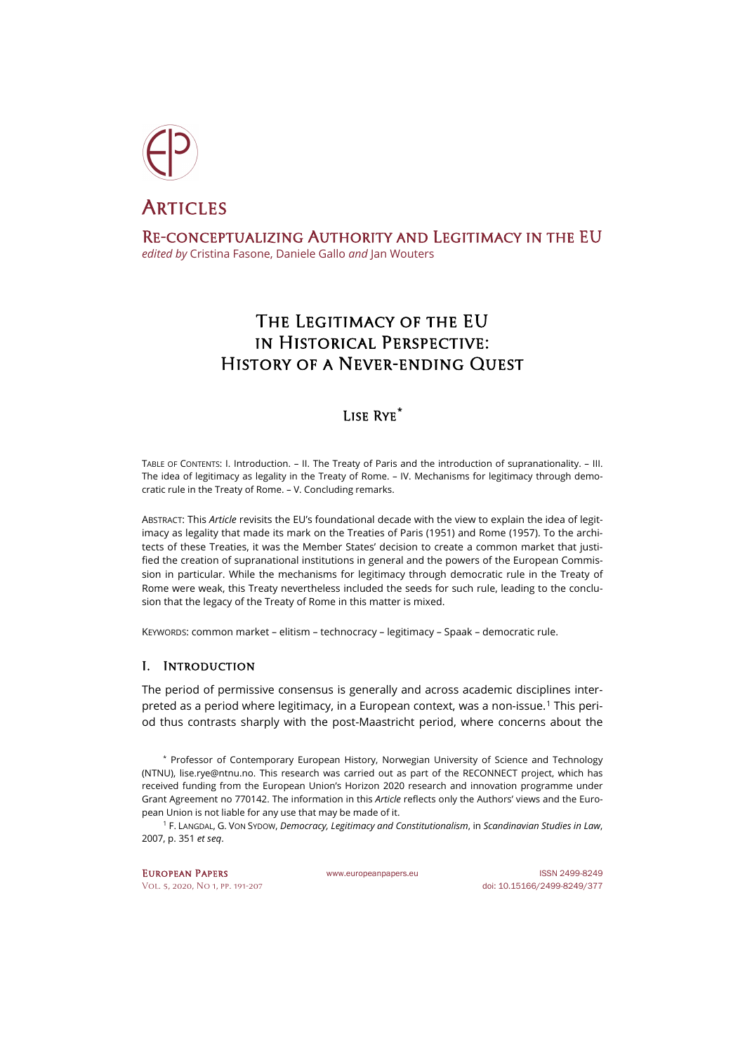# Articles

## Re-conceptualizing Authority and Legitimacy in the EU

*edited by* Cristina Fasone, Daniele Gallo *and* Jan Wouters

# The Legitimacy of the EU in Historical Perspective: History of a Never-ending Quest

## Lise Rye*

Table of Contents: I. Introduction. – II. The Treaty of Paris and the introduction of supranationality. – III. The idea of legitimacy as legality in the Treaty of Rome. – IV. Mechanisms for legitimacy through democratic rule in the Treaty of Rome. – V. Concluding remarks.

Abstract: This *Article* revisits the EU's foundational decade with the view to explain the idea of legitimacy as legality that made its mark on the Treaties of Paris (1951) and Rome (1957). To the architects of these Treaties, it was the Member States' decision to create a common market that justified the creation of supranational institutions in general and the powers of the European Commission in particular. While the mechanisms for legitimacy through democratic rule in the Treaty of Rome were weak, this Treaty nevertheless included the seeds for such rule, leading to the conclusion that the legacy of the Treaty of Rome in this matter is mixed.

Keywords: common market – elitism – technocracy – legitimacy – Spaak – democratic rule.

### I. Introduction

The period of permissive consensus is generally and across academic disciplines interpreted as a period where legitimacy, in a European context, was a non-issue.[1] This period thus contrasts sharply with the post-Maastricht period, where concerns about the

\* Professor of Contemporary European History, Norwegian University of Science and Technology (NTNU), lise.rye@ntnu.no. This research was carried out as part of the RECONNECT project, which has received funding from the European Union's Horizon 2020 research and innovation programme under Grant Agreement no 770142. The information in this *Article* reflects only the Authors' views and the European Union is not liable for any use that may be made of it.

[1] F. Langdal, G. von Sydow, *Democracy, Legitimacy and Constitutionalism*, in *Scandinavian Studies in Law*, 2007, p. 351 *et seq*.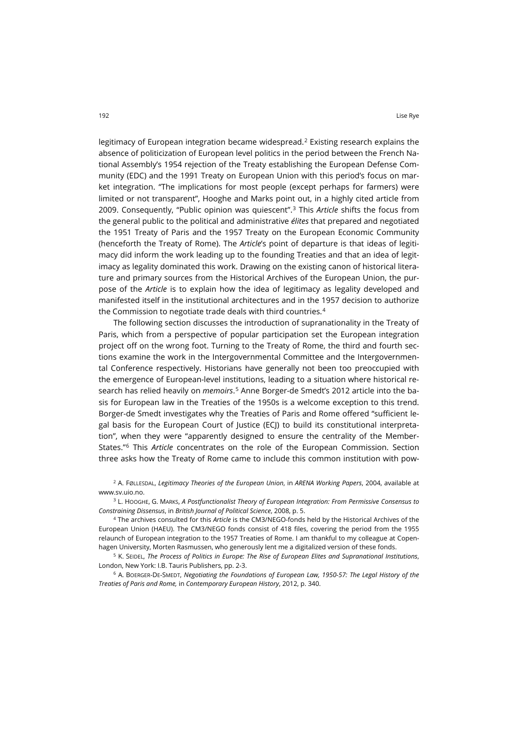legitimacy of European integration became widespread.[2] Existing research explains the absence of politicization of European level politics in the period between the French National Assembly's 1954 rejection of the Treaty establishing the European Defense Community (EDC) and the 1991 Treaty on European Union with this period's focus on market integration. "The implications for most people (except perhaps for farmers) were limited or not transparent", Hooghe and Marks point out, in a highly cited article from 2009. Consequently, "Public opinion was quiescent".[3] This *Article* shifts the focus from the general public to the political and administrative *élites* that prepared and negotiated the 1951 Treaty of Paris and the 1957 Treaty on the European Economic Community (henceforth the Treaty of Rome). The *Article*'s point of departure is that ideas of legitimacy did inform the work leading up to the founding Treaties and that an idea of legitimacy as legality dominated this work. Drawing on the existing canon of historical literature and primary sources from the Historical Archives of the European Union, the purpose of the *Article* is to explain how the idea of legitimacy as legality developed and manifested itself in the institutional architectures and in the 1957 decision to authorize the Commission to negotiate trade deals with third countries.[4]

The following section discusses the introduction of supranationality in the Treaty of Paris, which from a perspective of popular participation set the European integration project off on the wrong foot. Turning to the Treaty of Rome, the third and fourth sections examine the work in the Intergovernmental Committee and the Intergovernmental Conference respectively. Historians have generally not been too preoccupied with the emergence of European-level institutions, leading to a situation where historical research has relied heavily on *memoirs*.[5] Anne Borger-de Smedt's 2012 article into the basis for European law in the Treaties of the 1950s is a welcome exception to this trend. Borger-de Smedt investigates why the Treaties of Paris and Rome offered "sufficient legal basis for the European Court of Justice (ECJ) to build its constitutional interpretation", when they were "apparently designed to ensure the centrality of the Member-States."[6] This *Article* concentrates on the role of the European Commission. Section three asks how the Treaty of Rome came to include this common institution with pow-

[2] A. Føllesdal, *Legitimacy Theories of the European Union*, in *ARENA Working Papers*, 2004, available at www.sv.uio.no.

[3] L. Hooghe, G. Marks, *A Postfunctionalist Theory of European Integration: From Permissive Consensus to Constraining Dissensus*, in *British Journal of Political Science*, 2008, p. 5.

[4] The archives consulted for this *Article* is the CM3/NEGO-fonds held by the Historical Archives of the European Union (HAEU). The CM3/NEGO fonds consist of 418 files, covering the period from the 1955 relaunch of European integration to the 1957 Treaties of Rome. I am thankful to my colleague at Copenhagen University, Morten Rasmussen, who generously lent me a digitalized version of these fonds.

[5] K. Seidel, *The Process of Politics in Europe: The Rise of European Elites and Supranational Institutions*, London, New York: I.B. Tauris Publishers, pp. 2-3.

[6] A. Boerger-De-Smedt, *Negotiating the Foundations of European Law, 1950-57: The Legal History of the Treaties of Paris and Rome,* in *Contemporary European History*, 2012, p. 340.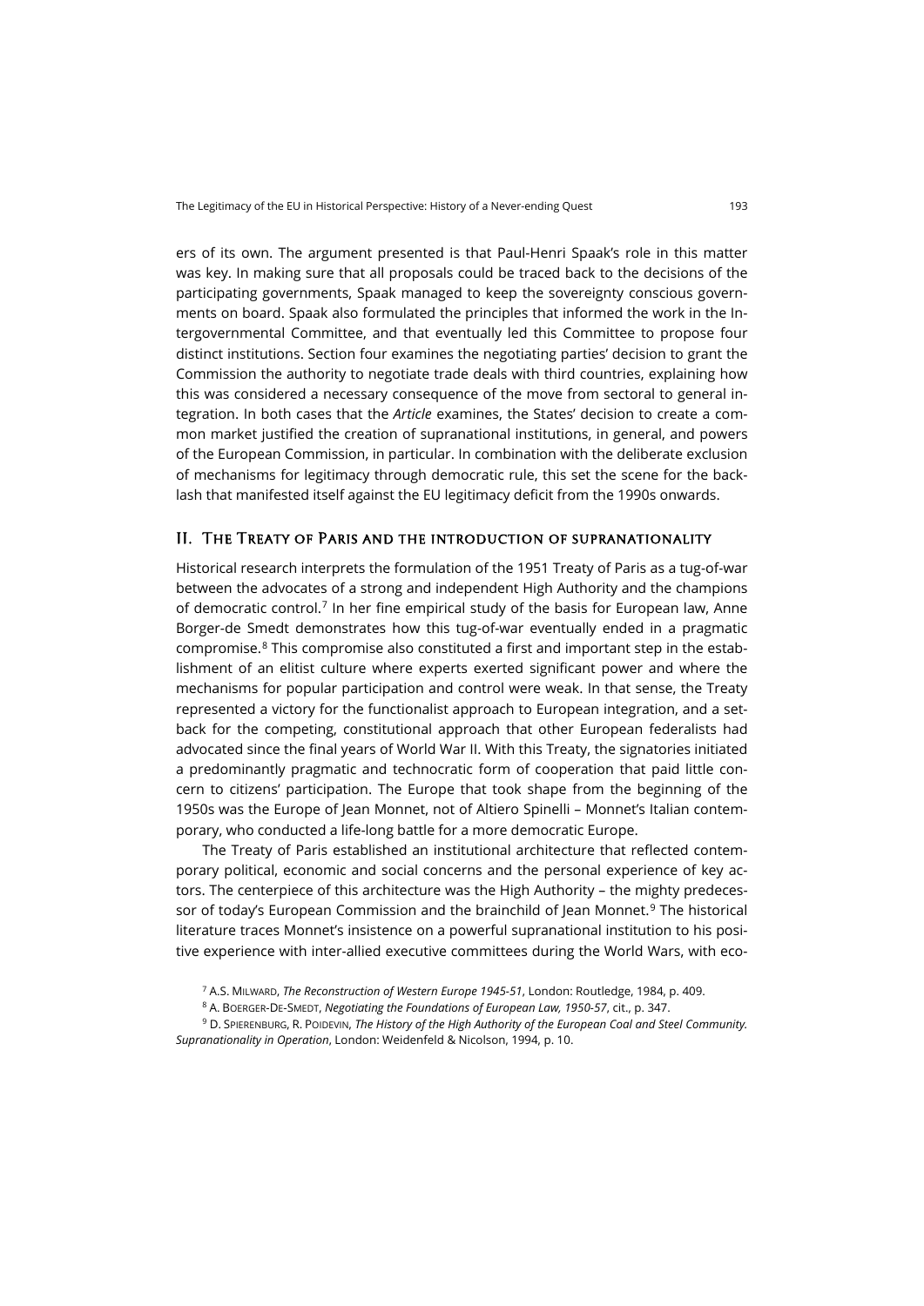ers of its own. The argument presented is that Paul-Henri Spaak's role in this matter was key. In making sure that all proposals could be traced back to the decisions of the participating governments, Spaak managed to keep the sovereignty conscious governments on board. Spaak also formulated the principles that informed the work in the Intergovernmental Committee, and that eventually led this Committee to propose four distinct institutions. Section four examines the negotiating parties' decision to grant the Commission the authority to negotiate trade deals with third countries, explaining how this was considered a necessary consequence of the move from sectoral to general integration. In both cases that the *Article* examines, the States' decision to create a common market justified the creation of supranational institutions, in general, and powers of the European Commission, in particular. In combination with the deliberate exclusion of mechanisms for legitimacy through democratic rule, this set the scene for the backlash that manifested itself against the EU legitimacy deficit from the 1990s onwards.

## II. The Treaty of Paris and the introduction of supranationality

Historical research interprets the formulation of the 1951 Treaty of Paris as a tug-of-war between the advocates of a strong and independent High Authority and the champions of democratic control.[7] In her fine empirical study of the basis for European law, Anne Borger-de Smedt demonstrates how this tug-of-war eventually ended in a pragmatic compromise.[8] This compromise also constituted a first and important step in the establishment of an elitist culture where experts exerted significant power and where the mechanisms for popular participation and control were weak. In that sense, the Treaty represented a victory for the functionalist approach to European integration, and a setback for the competing, constitutional approach that other European federalists had advocated since the final years of World War II. With this Treaty, the signatories initiated a predominantly pragmatic and technocratic form of cooperation that paid little concern to citizens' participation. The Europe that took shape from the beginning of the 1950s was the Europe of Jean Monnet, not of Altiero Spinelli – Monnet's Italian contemporary, who conducted a life-long battle for a more democratic Europe.

The Treaty of Paris established an institutional architecture that reflected contemporary political, economic and social concerns and the personal experience of key actors. The centerpiece of this architecture was the High Authority – the mighty predecessor of today's European Commission and the brainchild of Jean Monnet.[9] The historical literature traces Monnet's insistence on a powerful supranational institution to his positive experience with inter-allied executive committees during the World Wars, with eco-

---

[7] A.S. Milward, *The Reconstruction of Western Europe 1945-51*, London: Routledge, 1984, p. 409.

[8] A. Boerger-De-Smedt, *Negotiating the Foundations of European Law, 1950-57*, cit., p. 347.

[9] D. Spierenburg, R. Poidevin, *The History of the High Authority of the European Coal and Steel Community. Supranationality in Operation*, London: Weidenfeld & Nicolson, 1994, p. 10.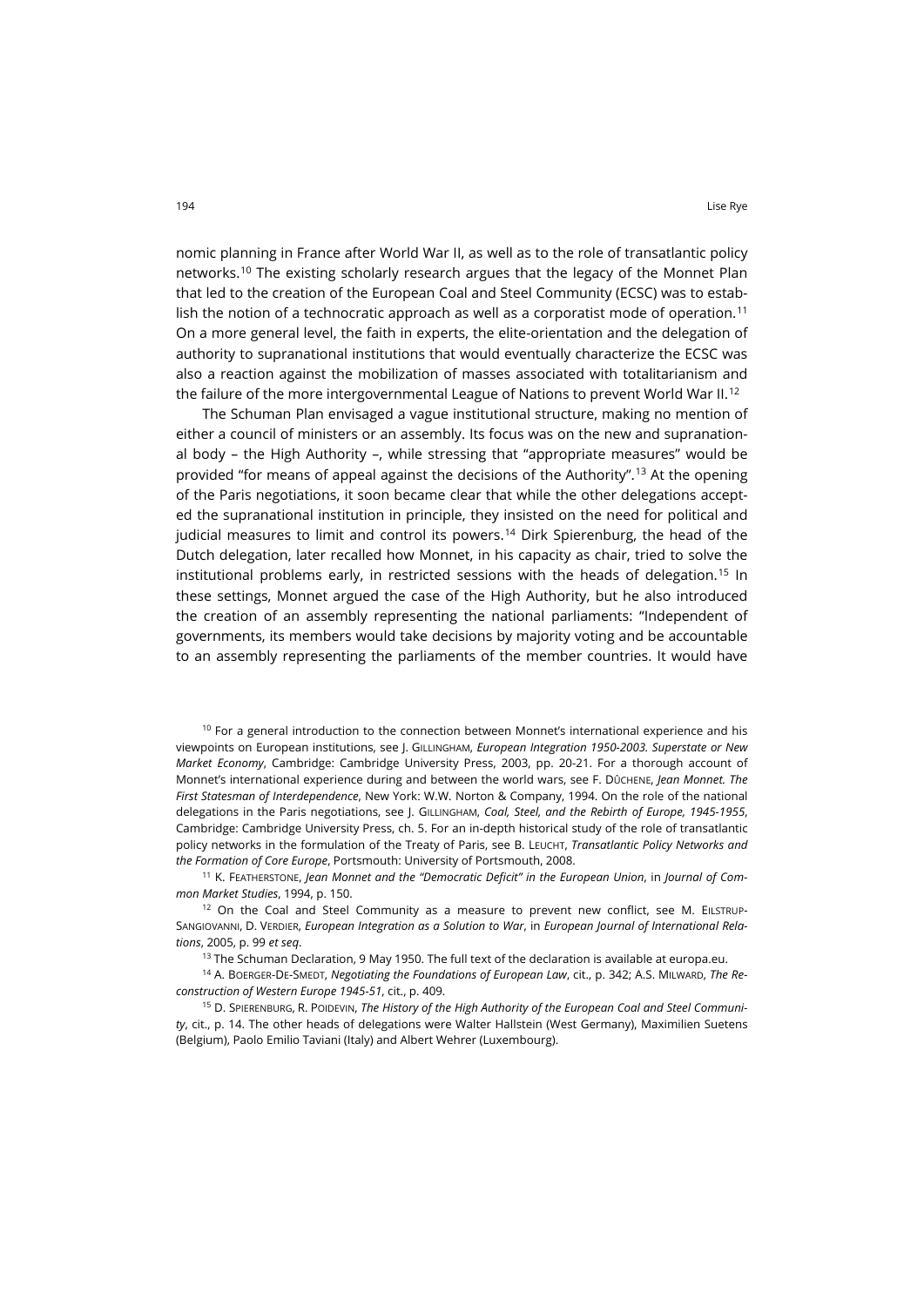nomic planning in France after World War II, as well as to the role of transatlantic policy networks.[10] The existing scholarly research argues that the legacy of the Monnet Plan that led to the creation of the European Coal and Steel Community (ECSC) was to establish the notion of a technocratic approach as well as a corporatist mode of operation.[11] On a more general level, the faith in experts, the elite-orientation and the delegation of authority to supranational institutions that would eventually characterize the ECSC was also a reaction against the mobilization of masses associated with totalitarianism and the failure of the more intergovernmental League of Nations to prevent World War II.[12]

The Schuman Plan envisaged a vague institutional structure, making no mention of either a council of ministers or an assembly. Its focus was on the new and supranational body – the High Authority –, while stressing that "appropriate measures" would be provided "for means of appeal against the decisions of the Authority".[13] At the opening of the Paris negotiations, it soon became clear that while the other delegations accepted the supranational institution in principle, they insisted on the need for political and judicial measures to limit and control its powers.[14] Dirk Spierenburg, the head of the Dutch delegation, later recalled how Monnet, in his capacity as chair, tried to solve the institutional problems early, in restricted sessions with the heads of delegation.[15] In these settings, Monnet argued the case of the High Authority, but he also introduced the creation of an assembly representing the national parliaments: "Independent of governments, its members would take decisions by majority voting and be accountable to an assembly representing the parliaments of the member countries. It would have

[10] For a general introduction to the connection between Monnet's international experience and his viewpoints on European institutions, see J. GILLINGHAM, *European Integration 1950-2003. Superstate or New Market Economy*, Cambridge: Cambridge University Press, 2003, pp. 20-21. For a thorough account of Monnet's international experience during and between the world wars, see F. DÛCHENE, *Jean Monnet. The First Statesman of Interdependence*, New York: W.W. Norton & Company, 1994. On the role of the national delegations in the Paris negotiations, see J. GILLINGHAM, *Coal, Steel, and the Rebirth of Europe, 1945-1955*, Cambridge: Cambridge University Press, ch. 5. For an in-depth historical study of the role of transatlantic policy networks in the formulation of the Treaty of Paris, see B. LEUCHT, *Transatlantic Policy Networks and the Formation of Core Europe*, Portsmouth: University of Portsmouth, 2008.

[11] K. FEATHERSTONE, *Jean Monnet and the "Democratic Deficit" in the European Union*, in *Journal of Common Market Studies*, 1994, p. 150.

[12] On the Coal and Steel Community as a measure to prevent new conflict, see M. EILSTRUP-SANGIOVANNI, D. VERDIER, *European Integration as a Solution to War*, in *European Journal of International Relations*, 2005, p. 99 *et seq*.

[13] The Schuman Declaration, 9 May 1950. The full text of the declaration is available at europa.eu.

[14] A. BOERGER-DE-SMEDT, *Negotiating the Foundations of European Law*, cit., p. 342; A.S. MILWARD, *The Reconstruction of Western Europe 1945-51*, cit., p. 409.

[15] D. SPIERENBURG, R. POIDEVIN, *The History of the High Authority of the European Coal and Steel Community*, cit., p. 14. The other heads of delegations were Walter Hallstein (West Germany), Maximilien Suetens (Belgium), Paolo Emilio Taviani (Italy) and Albert Wehrer (Luxembourg).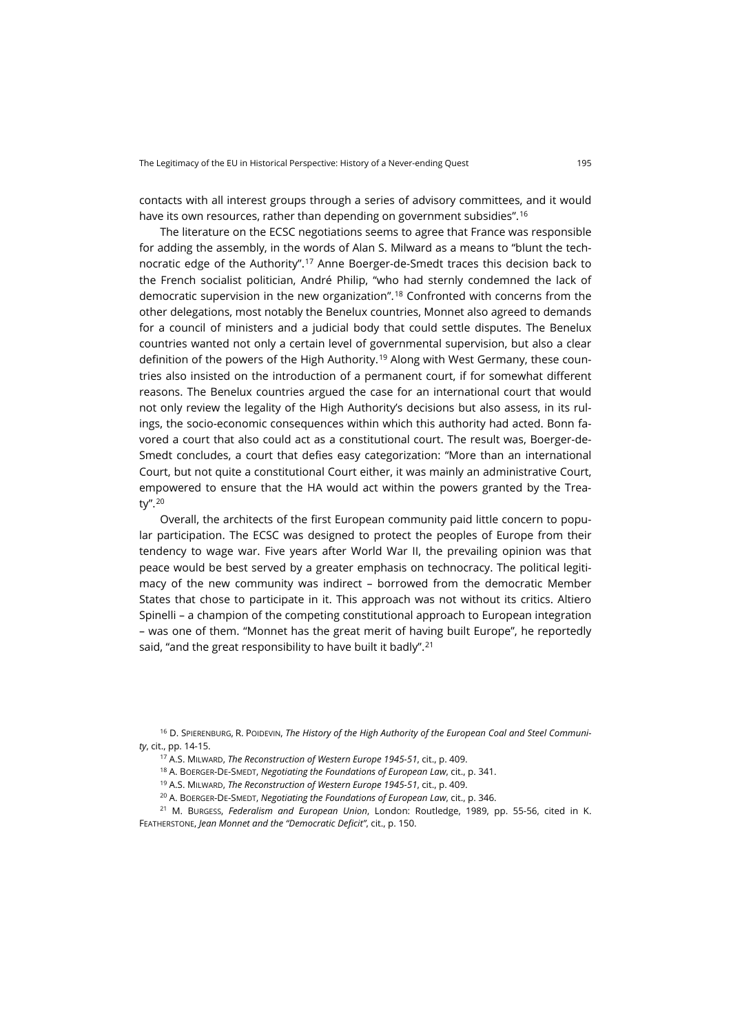contacts with all interest groups through a series of advisory committees, and it would have its own resources, rather than depending on government subsidies".[16]

The literature on the ECSC negotiations seems to agree that France was responsible for adding the assembly, in the words of Alan S. Milward as a means to "blunt the technocratic edge of the Authority".[17] Anne Boerger-de-Smedt traces this decision back to the French socialist politician, André Philip, "who had sternly condemned the lack of democratic supervision in the new organization".[18] Confronted with concerns from the other delegations, most notably the Benelux countries, Monnet also agreed to demands for a council of ministers and a judicial body that could settle disputes. The Benelux countries wanted not only a certain level of governmental supervision, but also a clear definition of the powers of the High Authority.[19] Along with West Germany, these countries also insisted on the introduction of a permanent court, if for somewhat different reasons. The Benelux countries argued the case for an international court that would not only review the legality of the High Authority's decisions but also assess, in its rulings, the socio-economic consequences within which this authority had acted. Bonn favored a court that also could act as a constitutional court. The result was, Boerger-de-Smedt concludes, a court that defies easy categorization: "More than an international Court, but not quite a constitutional Court either, it was mainly an administrative Court, empowered to ensure that the HA would act within the powers granted by the Treaty".[20]

Overall, the architects of the first European community paid little concern to popular participation. The ECSC was designed to protect the peoples of Europe from their tendency to wage war. Five years after World War II, the prevailing opinion was that peace would be best served by a greater emphasis on technocracy. The political legitimacy of the new community was indirect – borrowed from the democratic Member States that chose to participate in it. This approach was not without its critics. Altiero Spinelli – a champion of the competing constitutional approach to European integration – was one of them. "Monnet has the great merit of having built Europe", he reportedly said, "and the great responsibility to have built it badly".[21]

---

[16] D. Spierenburg, R. Poidevin, *The History of the High Authority of the European Coal and Steel Community*, cit., pp. 14-15.

[17] A.S. Milward, *The Reconstruction of Western Europe 1945-51*, cit., p. 409.

[18] A. Boerger-De-Smedt, *Negotiating the Foundations of European Law*, cit., p. 341.

[19] A.S. Milward, *The Reconstruction of Western Europe 1945-51*, cit., p. 409.

[20] A. Boerger-De-Smedt, *Negotiating the Foundations of European Law*, cit., p. 346.

[21] M. Burgess, *Federalism and European Union*, London: Routledge, 1989, pp. 55-56, cited in K. Featherstone, *Jean Monnet and the "Democratic Deficit"*, cit., p. 150.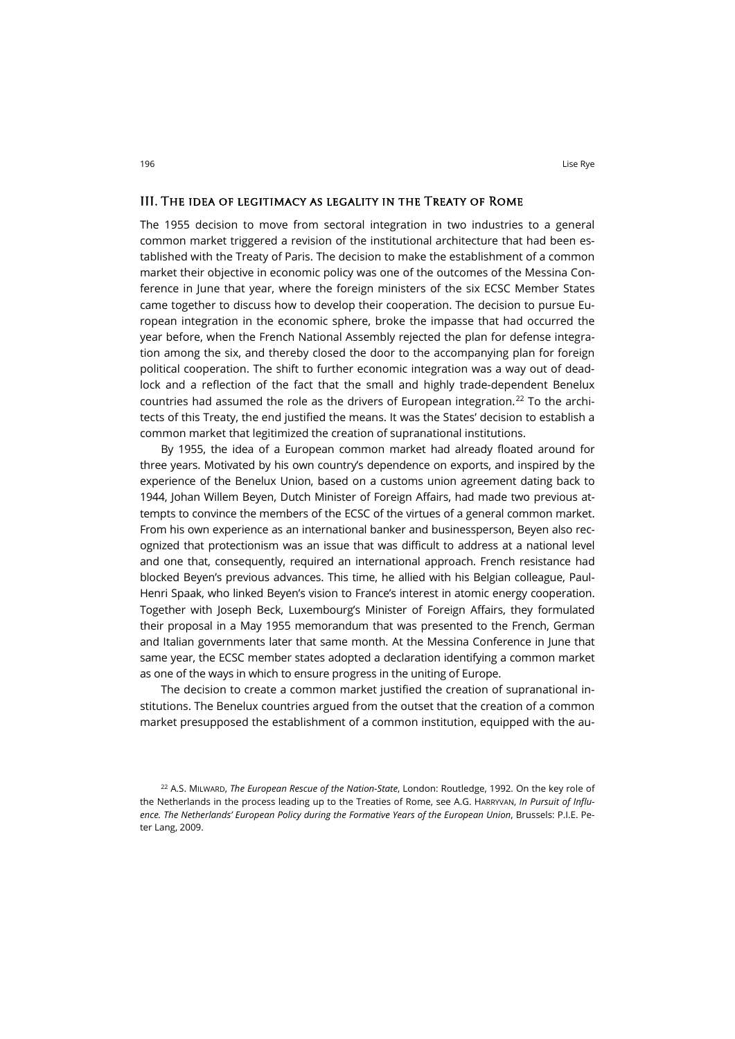## III. The idea of legitimacy as legality in the Treaty of Rome

The 1955 decision to move from sectoral integration in two industries to a general common market triggered a revision of the institutional architecture that had been established with the Treaty of Paris. The decision to make the establishment of a common market their objective in economic policy was one of the outcomes of the Messina Conference in June that year, where the foreign ministers of the six ECSC Member States came together to discuss how to develop their cooperation. The decision to pursue European integration in the economic sphere, broke the impasse that had occurred the year before, when the French National Assembly rejected the plan for defense integration among the six, and thereby closed the door to the accompanying plan for foreign political cooperation. The shift to further economic integration was a way out of deadlock and a reflection of the fact that the small and highly trade-dependent Benelux countries had assumed the role as the drivers of European integration.[22] To the architects of this Treaty, the end justified the means. It was the States' decision to establish a common market that legitimized the creation of supranational institutions.

By 1955, the idea of a European common market had already floated around for three years. Motivated by his own country's dependence on exports, and inspired by the experience of the Benelux Union, based on a customs union agreement dating back to 1944, Johan Willem Beyen, Dutch Minister of Foreign Affairs, had made two previous attempts to convince the members of the ECSC of the virtues of a general common market. From his own experience as an international banker and businessperson, Beyen also recognized that protectionism was an issue that was difficult to address at a national level and one that, consequently, required an international approach. French resistance had blocked Beyen's previous advances. This time, he allied with his Belgian colleague, Paul-Henri Spaak, who linked Beyen's vision to France's interest in atomic energy cooperation. Together with Joseph Beck, Luxembourg's Minister of Foreign Affairs, they formulated their proposal in a May 1955 memorandum that was presented to the French, German and Italian governments later that same month. At the Messina Conference in June that same year, the ECSC member states adopted a declaration identifying a common market as one of the ways in which to ensure progress in the uniting of Europe.

The decision to create a common market justified the creation of supranational institutions. The Benelux countries argued from the outset that the creation of a common market presupposed the establishment of a common institution, equipped with the au-

[22] A.S. Milward, *The European Rescue of the Nation-State*, London: Routledge, 1992. On the key role of the Netherlands in the process leading up to the Treaties of Rome, see A.G. Harryvan, *In Pursuit of Influence. The Netherlands' European Policy during the Formative Years of the European Union*, Brussels: P.I.E. Peter Lang, 2009.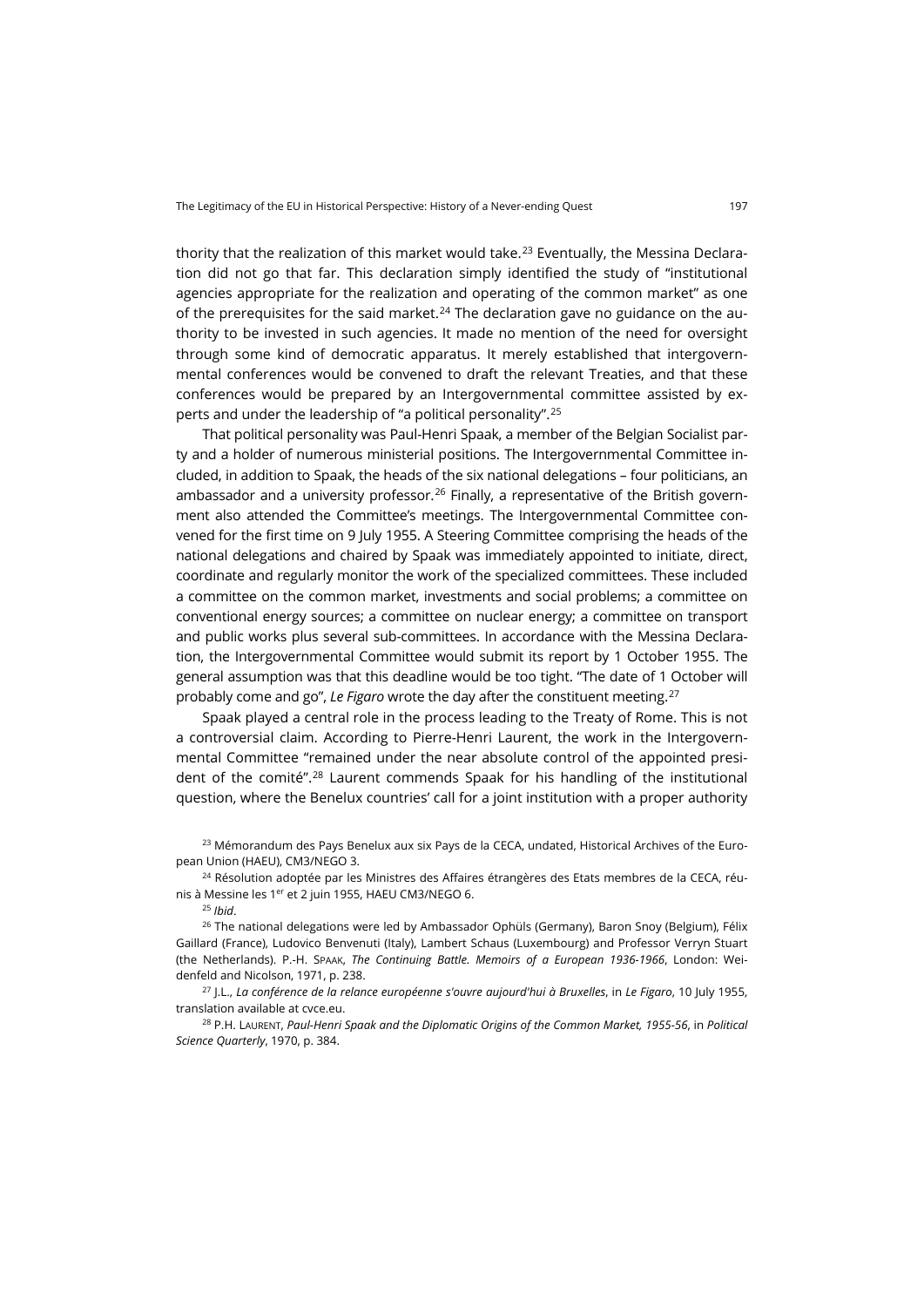thority that the realization of this market would take.[23] Eventually, the Messina Declaration did not go that far. This declaration simply identified the study of "institutional agencies appropriate for the realization and operating of the common market" as one of the prerequisites for the said market.[24] The declaration gave no guidance on the authority to be invested in such agencies. It made no mention of the need for oversight through some kind of democratic apparatus. It merely established that intergovernmental conferences would be convened to draft the relevant Treaties, and that these conferences would be prepared by an Intergovernmental committee assisted by experts and under the leadership of "a political personality".[25]

That political personality was Paul-Henri Spaak, a member of the Belgian Socialist party and a holder of numerous ministerial positions. The Intergovernmental Committee included, in addition to Spaak, the heads of the six national delegations – four politicians, an ambassador and a university professor.[26] Finally, a representative of the British government also attended the Committee's meetings. The Intergovernmental Committee convened for the first time on 9 July 1955. A Steering Committee comprising the heads of the national delegations and chaired by Spaak was immediately appointed to initiate, direct, coordinate and regularly monitor the work of the specialized committees. These included a committee on the common market, investments and social problems; a committee on conventional energy sources; a committee on nuclear energy; a committee on transport and public works plus several sub-committees. In accordance with the Messina Declaration, the Intergovernmental Committee would submit its report by 1 October 1955. The general assumption was that this deadline would be too tight. "The date of 1 October will probably come and go", *Le Figaro* wrote the day after the constituent meeting.[27]

Spaak played a central role in the process leading to the Treaty of Rome. This is not a controversial claim. According to Pierre-Henri Laurent, the work in the Intergovernmental Committee "remained under the near absolute control of the appointed president of the comité".[28] Laurent commends Spaak for his handling of the institutional question, where the Benelux countries' call for a joint institution with a proper authority

[23] Mémorandum des Pays Benelux aux six Pays de la CECA, undated, Historical Archives of the European Union (HAEU), CM3/NEGO 3.

[24] Résolution adoptée par les Ministres des Affaires étrangères des Etats membres de la CECA, réunis à Messine les 1er et 2 juin 1955, HAEU CM3/NEGO 6.

[25] *Ibid*.

[26] The national delegations were led by Ambassador Ophüls (Germany), Baron Snoy (Belgium), Félix Gaillard (France), Ludovico Benvenuti (Italy), Lambert Schaus (Luxembourg) and Professor Verryn Stuart (the Netherlands). P.-H. Spaak, *The Continuing Battle. Memoirs of a European 1936-1966*, London: Weidenfeld and Nicolson, 1971, p. 238.

[27] J.L., *La conférence de la relance européenne s'ouvre aujourd'hui à Bruxelles*, in *Le Figaro*, 10 July 1955, translation available at cvce.eu.

[28] P.H. Laurent, *Paul-Henri Spaak and the Diplomatic Origins of the Common Market, 1955-56*, in *Political Science Quarterly*, 1970, p. 384.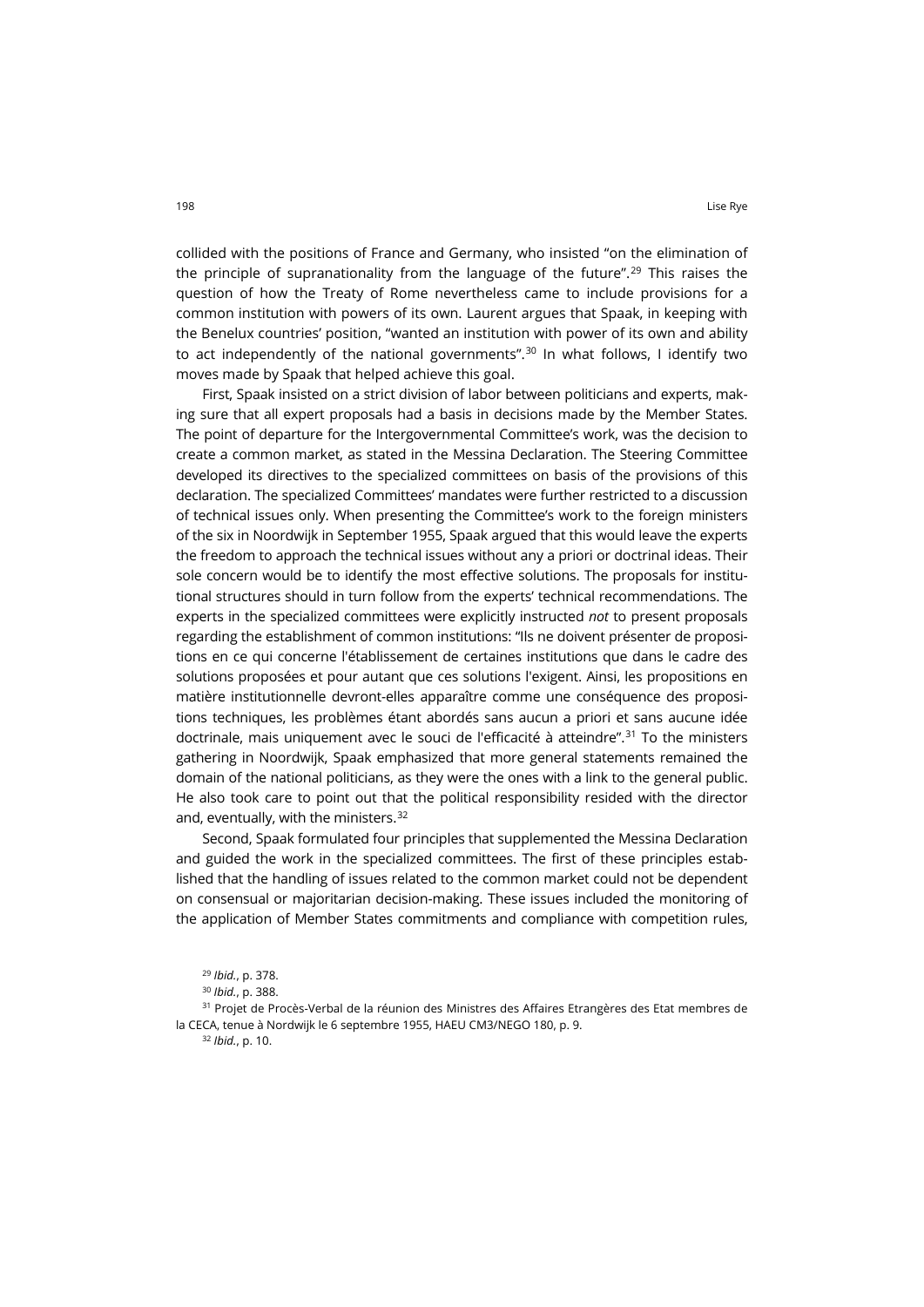collided with the positions of France and Germany, who insisted "on the elimination of the principle of supranationality from the language of the future".[29] This raises the question of how the Treaty of Rome nevertheless came to include provisions for a common institution with powers of its own. Laurent argues that Spaak, in keeping with the Benelux countries' position, "wanted an institution with power of its own and ability to act independently of the national governments".[30] In what follows, I identify two moves made by Spaak that helped achieve this goal.

First, Spaak insisted on a strict division of labor between politicians and experts, making sure that all expert proposals had a basis in decisions made by the Member States. The point of departure for the Intergovernmental Committee's work, was the decision to create a common market, as stated in the Messina Declaration. The Steering Committee developed its directives to the specialized committees on basis of the provisions of this declaration. The specialized Committees' mandates were further restricted to a discussion of technical issues only. When presenting the Committee's work to the foreign ministers of the six in Noordwijk in September 1955, Spaak argued that this would leave the experts the freedom to approach the technical issues without any a priori or doctrinal ideas. Their sole concern would be to identify the most effective solutions. The proposals for institutional structures should in turn follow from the experts' technical recommendations. The experts in the specialized committees were explicitly instructed *not* to present proposals regarding the establishment of common institutions: "Ils ne doivent présenter de propositions en ce qui concerne l'établissement de certaines institutions que dans le cadre des solutions proposées et pour autant que ces solutions l'exigent. Ainsi, les propositions en matière institutionnelle devront-elles apparaître comme une conséquence des propositions techniques, les problèmes étant abordés sans aucun a priori et sans aucune idée doctrinale, mais uniquement avec le souci de l'efficacité à atteindre".[31] To the ministers gathering in Noordwijk, Spaak emphasized that more general statements remained the domain of the national politicians, as they were the ones with a link to the general public. He also took care to point out that the political responsibility resided with the director and, eventually, with the ministers.[32]

Second, Spaak formulated four principles that supplemented the Messina Declaration and guided the work in the specialized committees. The first of these principles established that the handling of issues related to the common market could not be dependent on consensual or majoritarian decision-making. These issues included the monitoring of the application of Member States commitments and compliance with competition rules,

[29] *Ibid.*, p. 378.

[30] *Ibid.*, p. 388.

[31] Projet de Procès-Verbal de la réunion des Ministres des Affaires Etrangères des Etat membres de la CECA, tenue à Nordwijk le 6 septembre 1955, HAEU CM3/NEGO 180, p. 9.

[32] *Ibid.*, p. 10.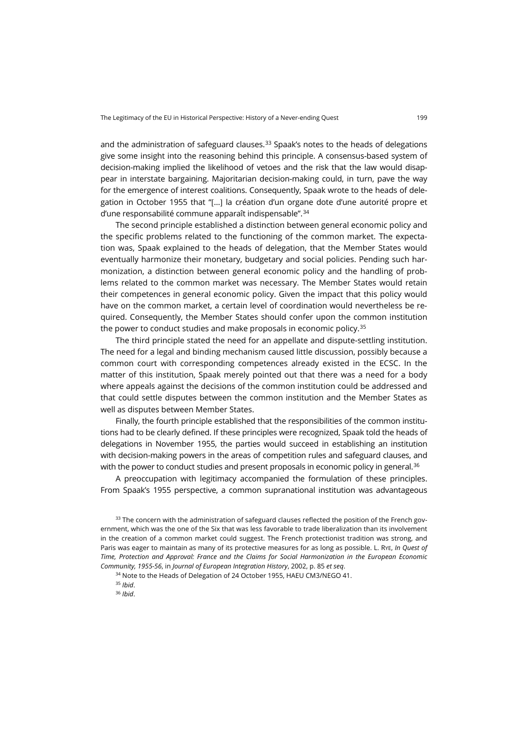and the administration of safeguard clauses.[33] Spaak's notes to the heads of delegations give some insight into the reasoning behind this principle. A consensus-based system of decision-making implied the likelihood of vetoes and the risk that the law would disappear in interstate bargaining. Majoritarian decision-making could, in turn, pave the way for the emergence of interest coalitions. Consequently, Spaak wrote to the heads of delegation in October 1955 that "[...] la création d'un organe dote d'une autorité propre et d'une responsabilité commune apparaît indispensable".[34]

The second principle established a distinction between general economic policy and the specific problems related to the functioning of the common market. The expectation was, Spaak explained to the heads of delegation, that the Member States would eventually harmonize their monetary, budgetary and social policies. Pending such harmonization, a distinction between general economic policy and the handling of problems related to the common market was necessary. The Member States would retain their competences in general economic policy. Given the impact that this policy would have on the common market, a certain level of coordination would nevertheless be required. Consequently, the Member States should confer upon the common institution the power to conduct studies and make proposals in economic policy.[35]

The third principle stated the need for an appellate and dispute-settling institution. The need for a legal and binding mechanism caused little discussion, possibly because a common court with corresponding competences already existed in the ECSC. In the matter of this institution, Spaak merely pointed out that there was a need for a body where appeals against the decisions of the common institution could be addressed and that could settle disputes between the common institution and the Member States as well as disputes between Member States.

Finally, the fourth principle established that the responsibilities of the common institutions had to be clearly defined. If these principles were recognized, Spaak told the heads of delegations in November 1955, the parties would succeed in establishing an institution with decision-making powers in the areas of competition rules and safeguard clauses, and with the power to conduct studies and present proposals in economic policy in general.[36]

A preoccupation with legitimacy accompanied the formulation of these principles. From Spaak's 1955 perspective, a common supranational institution was advantageous

[33] The concern with the administration of safeguard clauses reflected the position of the French government, which was the one of the Six that was less favorable to trade liberalization than its involvement in the creation of a common market could suggest. The French protectionist tradition was strong, and Paris was eager to maintain as many of its protective measures for as long as possible. L. Rye, *In Quest of Time, Protection and Approval: France and the Claims for Social Harmonization in the European Economic Community, 1955-56*, in *Journal of European Integration History*, 2002, p. 85 *et seq*.

[34] Note to the Heads of Delegation of 24 October 1955, HAEU CM3/NEGO 41.

[35] *Ibid*.

[36] *Ibid*.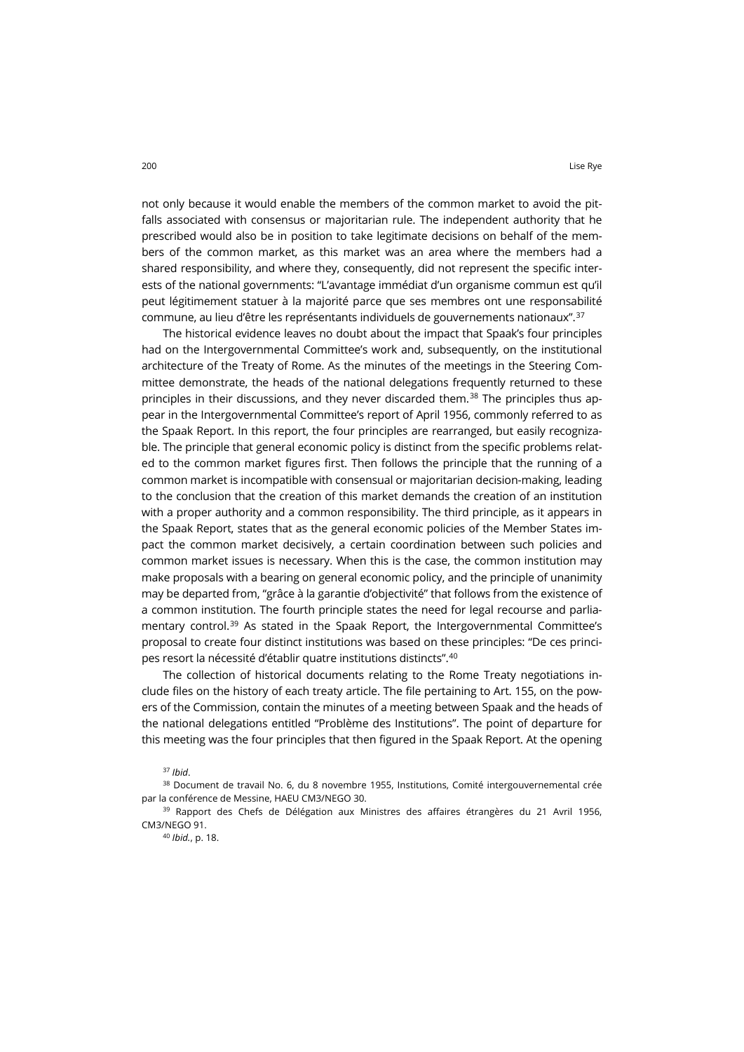not only because it would enable the members of the common market to avoid the pitfalls associated with consensus or majoritarian rule. The independent authority that he prescribed would also be in position to take legitimate decisions on behalf of the members of the common market, as this market was an area where the members had a shared responsibility, and where they, consequently, did not represent the specific interests of the national governments: "L'avantage immédiat d'un organisme commun est qu'il peut légitimement statuer à la majorité parce que ses membres ont une responsabilité commune, au lieu d'être les représentants individuels de gouvernements nationaux".[37]

The historical evidence leaves no doubt about the impact that Spaak's four principles had on the Intergovernmental Committee's work and, subsequently, on the institutional architecture of the Treaty of Rome. As the minutes of the meetings in the Steering Committee demonstrate, the heads of the national delegations frequently returned to these principles in their discussions, and they never discarded them.[38] The principles thus appear in the Intergovernmental Committee's report of April 1956, commonly referred to as the Spaak Report. In this report, the four principles are rearranged, but easily recognizable. The principle that general economic policy is distinct from the specific problems related to the common market figures first. Then follows the principle that the running of a common market is incompatible with consensual or majoritarian decision-making, leading to the conclusion that the creation of this market demands the creation of an institution with a proper authority and a common responsibility. The third principle, as it appears in the Spaak Report, states that as the general economic policies of the Member States impact the common market decisively, a certain coordination between such policies and common market issues is necessary. When this is the case, the common institution may make proposals with a bearing on general economic policy, and the principle of unanimity may be departed from, "grâce à la garantie d'objectivité" that follows from the existence of a common institution. The fourth principle states the need for legal recourse and parliamentary control.[39] As stated in the Spaak Report, the Intergovernmental Committee's proposal to create four distinct institutions was based on these principles: "De ces principes resort la nécessité d'établir quatre institutions distincts".[40]

The collection of historical documents relating to the Rome Treaty negotiations include files on the history of each treaty article. The file pertaining to Art. 155, on the powers of the Commission, contain the minutes of a meeting between Spaak and the heads of the national delegations entitled "Problème des Institutions". The point of departure for this meeting was the four principles that then figured in the Spaak Report. At the opening

[37] *Ibid*.

[38] Document de travail No. 6, du 8 novembre 1955, Institutions, Comité intergouvernemental crée par la conférence de Messine, HAEU CM3/NEGO 30.

[39] Rapport des Chefs de Délégation aux Ministres des affaires étrangères du 21 Avril 1956, CM3/NEGO 91.

[40] *Ibid.*, p. 18.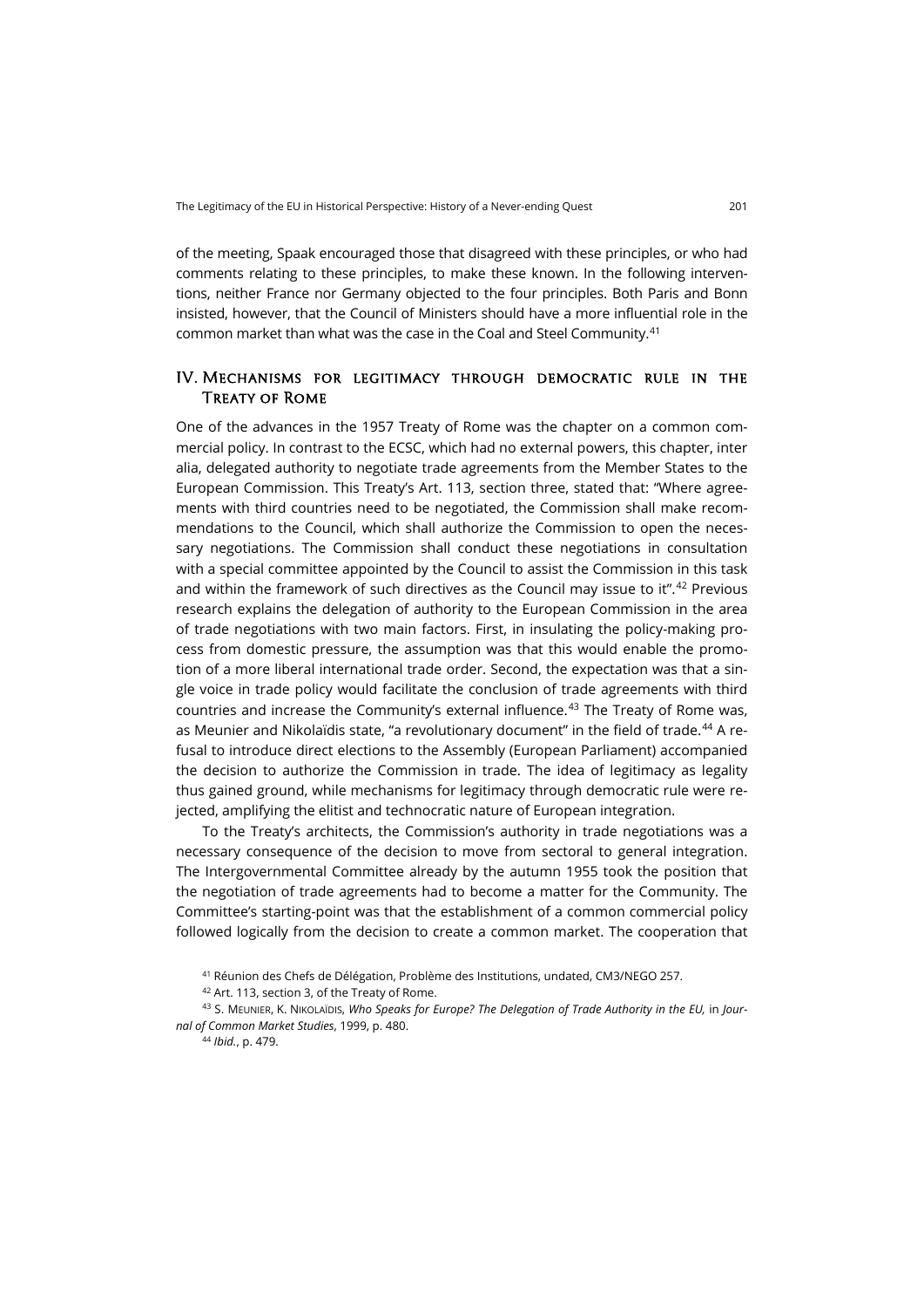of the meeting, Spaak encouraged those that disagreed with these principles, or who had comments relating to these principles, to make these known. In the following interventions, neither France nor Germany objected to the four principles. Both Paris and Bonn insisted, however, that the Council of Ministers should have a more influential role in the common market than what was the case in the Coal and Steel Community.[41]

## IV. Mechanisms for legitimacy through democratic rule in the Treaty of Rome

One of the advances in the 1957 Treaty of Rome was the chapter on a common commercial policy. In contrast to the ECSC, which had no external powers, this chapter, inter alia, delegated authority to negotiate trade agreements from the Member States to the European Commission. This Treaty's Art. 113, section three, stated that: "Where agreements with third countries need to be negotiated, the Commission shall make recommendations to the Council, which shall authorize the Commission to open the necessary negotiations. The Commission shall conduct these negotiations in consultation with a special committee appointed by the Council to assist the Commission in this task and within the framework of such directives as the Council may issue to it".[42] Previous research explains the delegation of authority to the European Commission in the area of trade negotiations with two main factors. First, in insulating the policy-making process from domestic pressure, the assumption was that this would enable the promotion of a more liberal international trade order. Second, the expectation was that a single voice in trade policy would facilitate the conclusion of trade agreements with third countries and increase the Community's external influence.[43] The Treaty of Rome was, as Meunier and Nikolaïdis state, "a revolutionary document" in the field of trade.[44] A refusal to introduce direct elections to the Assembly (European Parliament) accompanied the decision to authorize the Commission in trade. The idea of legitimacy as legality thus gained ground, while mechanisms for legitimacy through democratic rule were rejected, amplifying the elitist and technocratic nature of European integration.

To the Treaty's architects, the Commission's authority in trade negotiations was a necessary consequence of the decision to move from sectoral to general integration. The Intergovernmental Committee already by the autumn 1955 took the position that the negotiation of trade agreements had to become a matter for the Community. The Committee's starting-point was that the establishment of a common commercial policy followed logically from the decision to create a common market. The cooperation that

[41] Réunion des Chefs de Délégation, Problème des Institutions, undated, CM3/NEGO 257.

[42] Art. 113, section 3, of the Treaty of Rome.

[43] S. Meunier, K. Nikolaïdis, *Who Speaks for Europe? The Delegation of Trade Authority in the EU,* in *Journal of Common Market Studies*, 1999, p. 480.

[44] *Ibid.*, p. 479.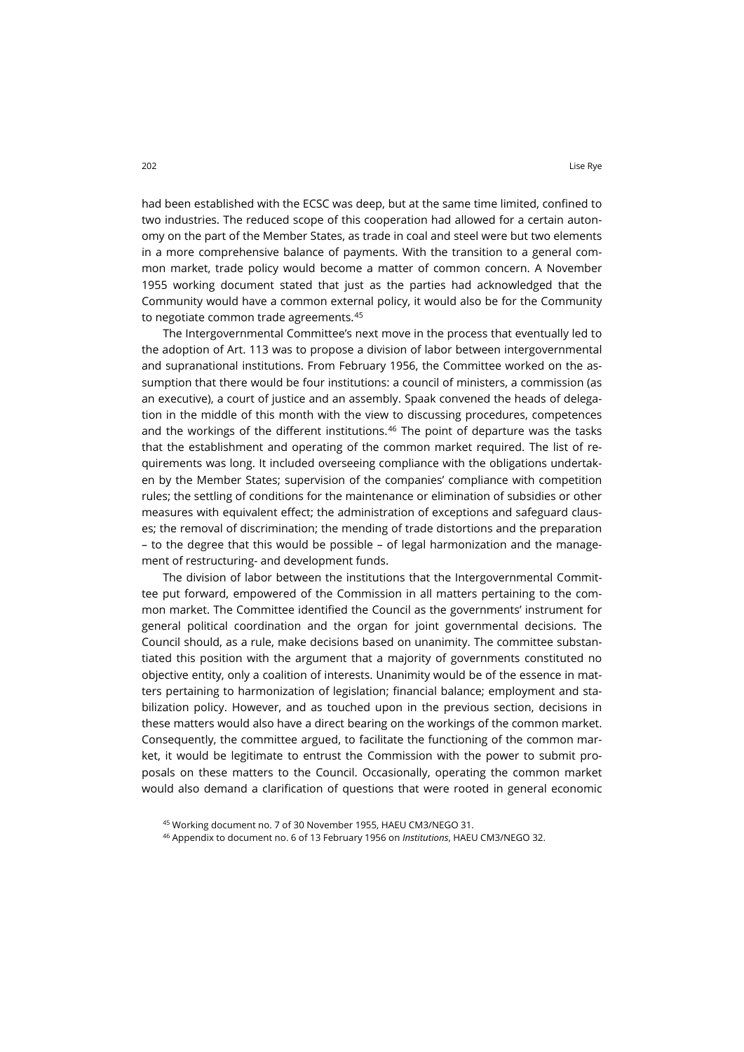had been established with the ECSC was deep, but at the same time limited, confined to two industries. The reduced scope of this cooperation had allowed for a certain autonomy on the part of the Member States, as trade in coal and steel were but two elements in a more comprehensive balance of payments. With the transition to a general common market, trade policy would become a matter of common concern. A November 1955 working document stated that just as the parties had acknowledged that the Community would have a common external policy, it would also be for the Community to negotiate common trade agreements.[45]

The Intergovernmental Committee's next move in the process that eventually led to the adoption of Art. 113 was to propose a division of labor between intergovernmental and supranational institutions. From February 1956, the Committee worked on the assumption that there would be four institutions: a council of ministers, a commission (as an executive), a court of justice and an assembly. Spaak convened the heads of delegation in the middle of this month with the view to discussing procedures, competences and the workings of the different institutions.[46] The point of departure was the tasks that the establishment and operating of the common market required. The list of requirements was long. It included overseeing compliance with the obligations undertaken by the Member States; supervision of the companies' compliance with competition rules; the settling of conditions for the maintenance or elimination of subsidies or other measures with equivalent effect; the administration of exceptions and safeguard clauses; the removal of discrimination; the mending of trade distortions and the preparation – to the degree that this would be possible – of legal harmonization and the management of restructuring- and development funds.

The division of labor between the institutions that the Intergovernmental Committee put forward, empowered of the Commission in all matters pertaining to the common market. The Committee identified the Council as the governments' instrument for general political coordination and the organ for joint governmental decisions. The Council should, as a rule, make decisions based on unanimity. The committee substantiated this position with the argument that a majority of governments constituted no objective entity, only a coalition of interests. Unanimity would be of the essence in matters pertaining to harmonization of legislation; financial balance; employment and stabilization policy. However, and as touched upon in the previous section, decisions in these matters would also have a direct bearing on the workings of the common market. Consequently, the committee argued, to facilitate the functioning of the common market, it would be legitimate to entrust the Commission with the power to submit proposals on these matters to the Council. Occasionally, operating the common market would also demand a clarification of questions that were rooted in general economic

[45] Working document no. 7 of 30 November 1955, HAEU CM3/NEGO 31.

[46] Appendix to document no. 6 of 13 February 1956 on *Institutions*, HAEU CM3/NEGO 32.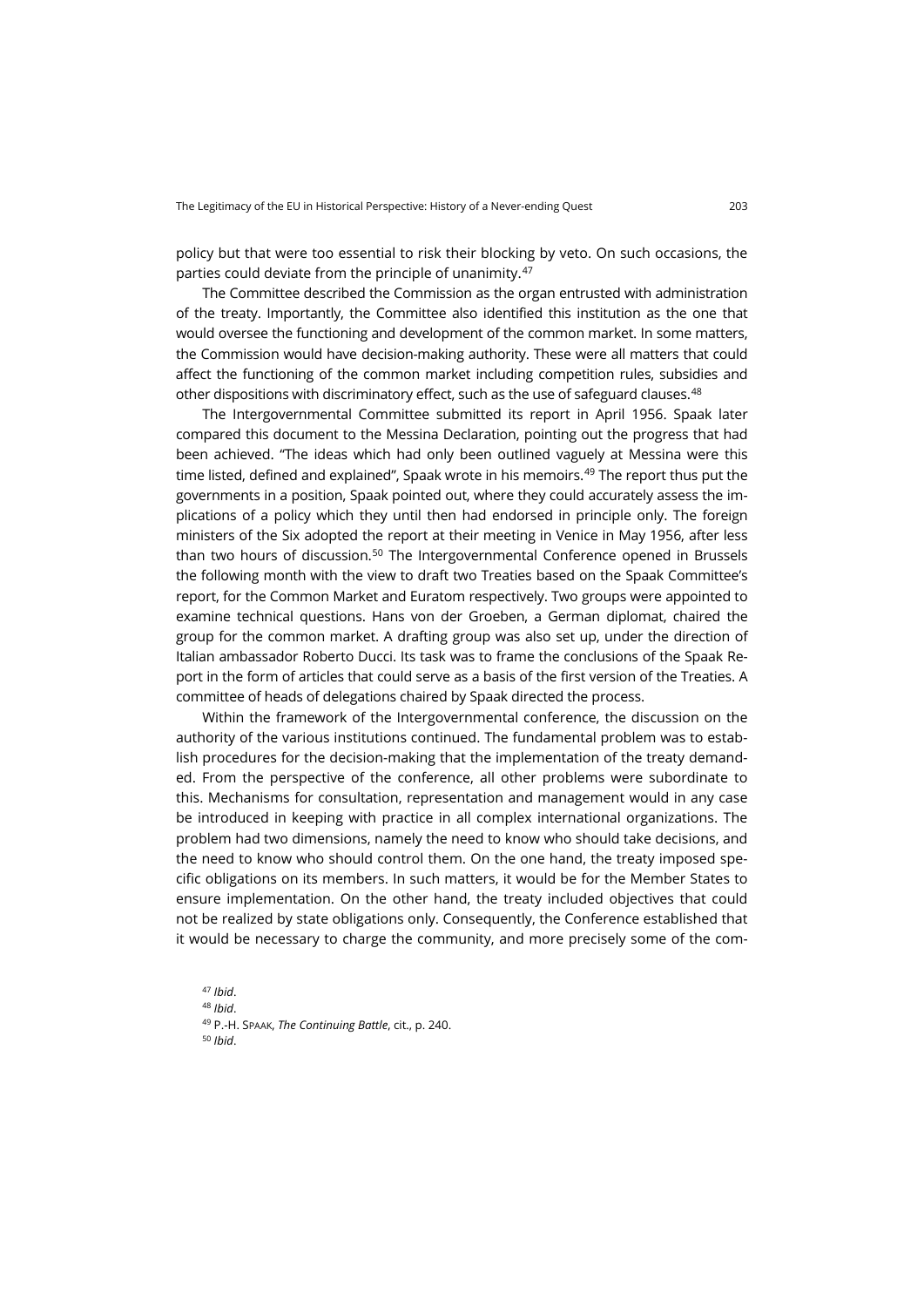policy but that were too essential to risk their blocking by veto. On such occasions, the parties could deviate from the principle of unanimity.[47]

The Committee described the Commission as the organ entrusted with administration of the treaty. Importantly, the Committee also identified this institution as the one that would oversee the functioning and development of the common market. In some matters, the Commission would have decision-making authority. These were all matters that could affect the functioning of the common market including competition rules, subsidies and other dispositions with discriminatory effect, such as the use of safeguard clauses.[48]

The Intergovernmental Committee submitted its report in April 1956. Spaak later compared this document to the Messina Declaration, pointing out the progress that had been achieved. "The ideas which had only been outlined vaguely at Messina were this time listed, defined and explained", Spaak wrote in his memoirs.[49] The report thus put the governments in a position, Spaak pointed out, where they could accurately assess the implications of a policy which they until then had endorsed in principle only. The foreign ministers of the Six adopted the report at their meeting in Venice in May 1956, after less than two hours of discussion.[50] The Intergovernmental Conference opened in Brussels the following month with the view to draft two Treaties based on the Spaak Committee's report, for the Common Market and Euratom respectively. Two groups were appointed to examine technical questions. Hans von der Groeben, a German diplomat, chaired the group for the common market. A drafting group was also set up, under the direction of Italian ambassador Roberto Ducci. Its task was to frame the conclusions of the Spaak Report in the form of articles that could serve as a basis of the first version of the Treaties. A committee of heads of delegations chaired by Spaak directed the process.

Within the framework of the Intergovernmental conference, the discussion on the authority of the various institutions continued. The fundamental problem was to establish procedures for the decision-making that the implementation of the treaty demanded. From the perspective of the conference, all other problems were subordinate to this. Mechanisms for consultation, representation and management would in any case be introduced in keeping with practice in all complex international organizations. The problem had two dimensions, namely the need to know who should take decisions, and the need to know who should control them. On the one hand, the treaty imposed specific obligations on its members. In such matters, it would be for the Member States to ensure implementation. On the other hand, the treaty included objectives that could not be realized by state obligations only. Consequently, the Conference established that it would be necessary to charge the community, and more precisely some of the com-

[47] *Ibid*.

[48] *Ibid*.

[49] P.-H. SPAAK, *The Continuing Battle*, cit., p. 240.

[50] *Ibid*.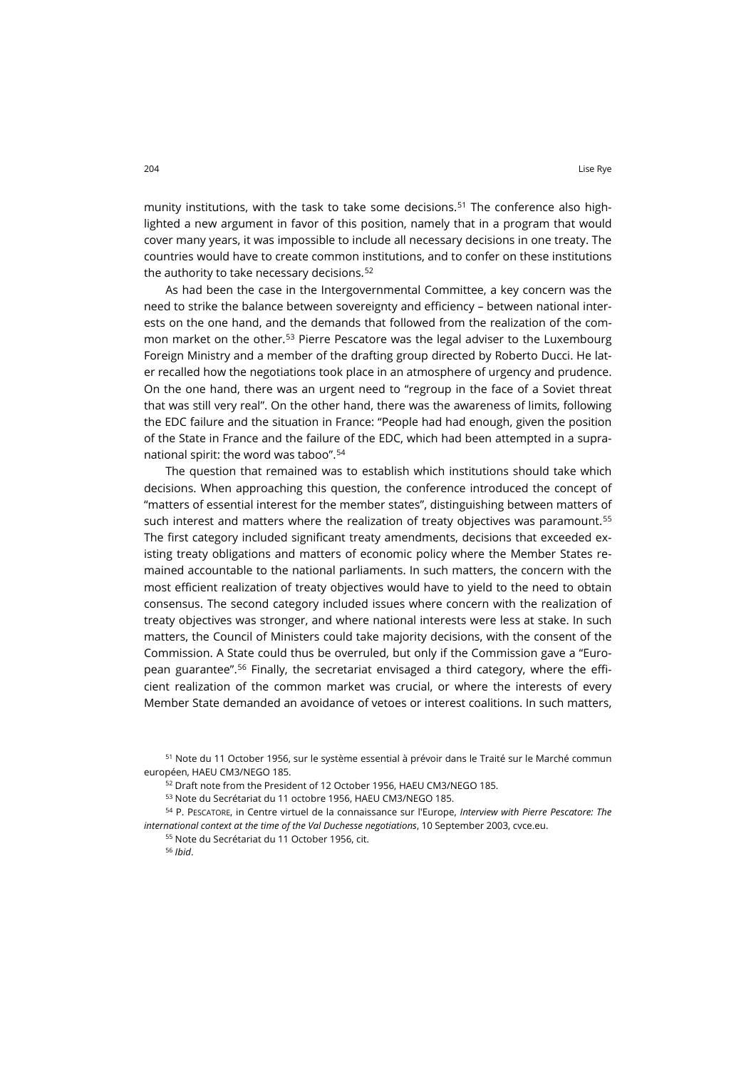munity institutions, with the task to take some decisions.[51] The conference also highlighted a new argument in favor of this position, namely that in a program that would cover many years, it was impossible to include all necessary decisions in one treaty. The countries would have to create common institutions, and to confer on these institutions the authority to take necessary decisions.[52]

As had been the case in the Intergovernmental Committee, a key concern was the need to strike the balance between sovereignty and efficiency – between national interests on the one hand, and the demands that followed from the realization of the common market on the other.[53] Pierre Pescatore was the legal adviser to the Luxembourg Foreign Ministry and a member of the drafting group directed by Roberto Ducci. He later recalled how the negotiations took place in an atmosphere of urgency and prudence. On the one hand, there was an urgent need to "regroup in the face of a Soviet threat that was still very real". On the other hand, there was the awareness of limits, following the EDC failure and the situation in France: "People had had enough, given the position of the State in France and the failure of the EDC, which had been attempted in a supranational spirit: the word was taboo".[54]

The question that remained was to establish which institutions should take which decisions. When approaching this question, the conference introduced the concept of "matters of essential interest for the member states", distinguishing between matters of such interest and matters where the realization of treaty objectives was paramount.[55] The first category included significant treaty amendments, decisions that exceeded existing treaty obligations and matters of economic policy where the Member States remained accountable to the national parliaments. In such matters, the concern with the most efficient realization of treaty objectives would have to yield to the need to obtain consensus. The second category included issues where concern with the realization of treaty objectives was stronger, and where national interests were less at stake. In such matters, the Council of Ministers could take majority decisions, with the consent of the Commission. A State could thus be overruled, but only if the Commission gave a "European guarantee".[56] Finally, the secretariat envisaged a third category, where the efficient realization of the common market was crucial, or where the interests of every Member State demanded an avoidance of vetoes or interest coalitions. In such matters,

[51] Note du 11 October 1956, sur le système essential à prévoir dans le Traité sur le Marché commun européen, HAEU CM3/NEGO 185.

[52] Draft note from the President of 12 October 1956, HAEU CM3/NEGO 185.

[53] Note du Secrétariat du 11 octobre 1956, HAEU CM3/NEGO 185.

[54] P. Pescatore, in Centre virtuel de la connaissance sur l'Europe, *Interview with Pierre Pescatore: The international context at the time of the Val Duchesse negotiations*, 10 September 2003, cvce.eu.

[55] Note du Secrétariat du 11 October 1956, cit.

[56] *Ibid*.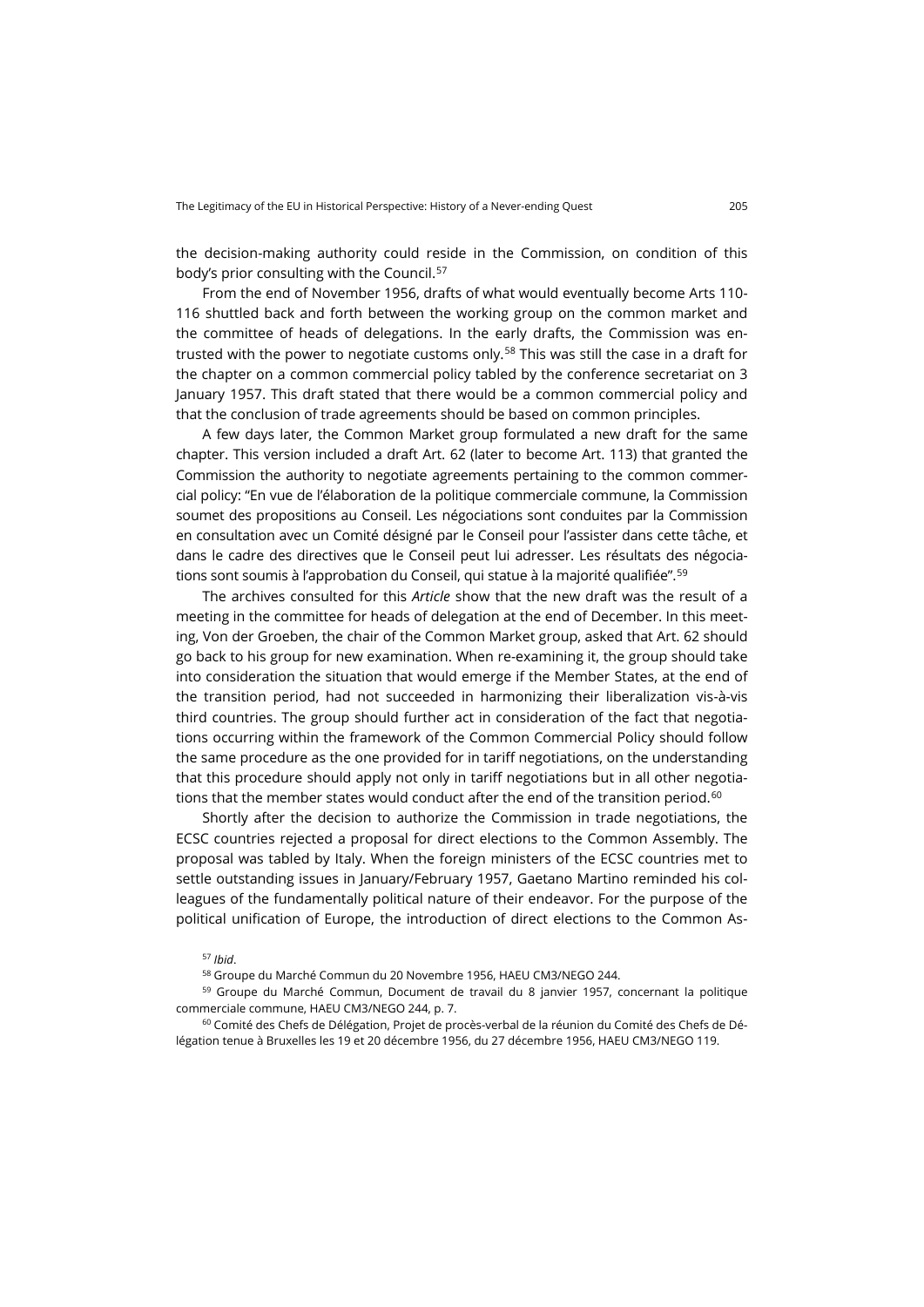the decision-making authority could reside in the Commission, on condition of this body's prior consulting with the Council.[57]

From the end of November 1956, drafts of what would eventually become Arts 110-116 shuttled back and forth between the working group on the common market and the committee of heads of delegations. In the early drafts, the Commission was entrusted with the power to negotiate customs only.[58] This was still the case in a draft for the chapter on a common commercial policy tabled by the conference secretariat on 3 January 1957. This draft stated that there would be a common commercial policy and that the conclusion of trade agreements should be based on common principles.

A few days later, the Common Market group formulated a new draft for the same chapter. This version included a draft Art. 62 (later to become Art. 113) that granted the Commission the authority to negotiate agreements pertaining to the common commercial policy: "En vue de l'élaboration de la politique commerciale commune, la Commission soumet des propositions au Conseil. Les négociations sont conduites par la Commission en consultation avec un Comité désigné par le Conseil pour l'assister dans cette tâche, et dans le cadre des directives que le Conseil peut lui adresser. Les résultats des négociations sont soumis à l'approbation du Conseil, qui statue à la majorité qualifiée".[59]

The archives consulted for this *Article* show that the new draft was the result of a meeting in the committee for heads of delegation at the end of December. In this meeting, Von der Groeben, the chair of the Common Market group, asked that Art. 62 should go back to his group for new examination. When re-examining it, the group should take into consideration the situation that would emerge if the Member States, at the end of the transition period, had not succeeded in harmonizing their liberalization vis-à-vis third countries. The group should further act in consideration of the fact that negotiations occurring within the framework of the Common Commercial Policy should follow the same procedure as the one provided for in tariff negotiations, on the understanding that this procedure should apply not only in tariff negotiations but in all other negotiations that the member states would conduct after the end of the transition period.[60]

Shortly after the decision to authorize the Commission in trade negotiations, the ECSC countries rejected a proposal for direct elections to the Common Assembly. The proposal was tabled by Italy. When the foreign ministers of the ECSC countries met to settle outstanding issues in January/February 1957, Gaetano Martino reminded his colleagues of the fundamentally political nature of their endeavor. For the purpose of the political unification of Europe, the introduction of direct elections to the Common As-

[57] *Ibid*.

[58] Groupe du Marché Commun du 20 Novembre 1956, HAEU CM3/NEGO 244.

[59] Groupe du Marché Commun, Document de travail du 8 janvier 1957, concernant la politique commerciale commune, HAEU CM3/NEGO 244, p. 7.

[60] Comité des Chefs de Délégation, Projet de procès-verbal de la réunion du Comité des Chefs de Délégation tenue à Bruxelles les 19 et 20 décembre 1956, du 27 décembre 1956, HAEU CM3/NEGO 119.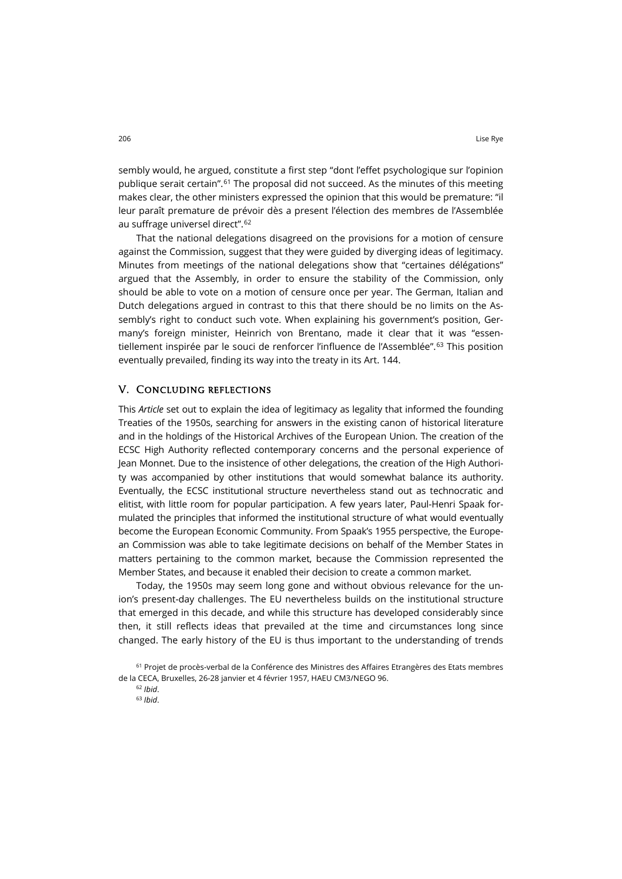sembly would, he argued, constitute a first step "dont l'effet psychologique sur l'opinion publique serait certain".[61] The proposal did not succeed. As the minutes of this meeting makes clear, the other ministers expressed the opinion that this would be premature: "il leur paraît premature de prévoir dès a present l'élection des membres de l'Assemblée au suffrage universel direct".[62]

That the national delegations disagreed on the provisions for a motion of censure against the Commission, suggest that they were guided by diverging ideas of legitimacy. Minutes from meetings of the national delegations show that "certaines délégations" argued that the Assembly, in order to ensure the stability of the Commission, only should be able to vote on a motion of censure once per year. The German, Italian and Dutch delegations argued in contrast to this that there should be no limits on the Assembly's right to conduct such vote. When explaining his government's position, Germany's foreign minister, Heinrich von Brentano, made it clear that it was "essentiellement inspirée par le souci de renforcer l'influence de l'Assemblée".[63] This position eventually prevailed, finding its way into the treaty in its Art. 144.

## V. Concluding reflections

This *Article* set out to explain the idea of legitimacy as legality that informed the founding Treaties of the 1950s, searching for answers in the existing canon of historical literature and in the holdings of the Historical Archives of the European Union. The creation of the ECSC High Authority reflected contemporary concerns and the personal experience of Jean Monnet. Due to the insistence of other delegations, the creation of the High Authority was accompanied by other institutions that would somewhat balance its authority. Eventually, the ECSC institutional structure nevertheless stand out as technocratic and elitist, with little room for popular participation. A few years later, Paul-Henri Spaak formulated the principles that informed the institutional structure of what would eventually become the European Economic Community. From Spaak's 1955 perspective, the European Commission was able to take legitimate decisions on behalf of the Member States in matters pertaining to the common market, because the Commission represented the Member States, and because it enabled their decision to create a common market.

Today, the 1950s may seem long gone and without obvious relevance for the union's present-day challenges. The EU nevertheless builds on the institutional structure that emerged in this decade, and while this structure has developed considerably since then, it still reflects ideas that prevailed at the time and circumstances long since changed. The early history of the EU is thus important to the understanding of trends

[61] Projet de procès-verbal de la Conférence des Ministres des Affaires Etrangères des Etats membres de la CECA, Bruxelles, 26-28 janvier et 4 février 1957, HAEU CM3/NEGO 96.

[62] *Ibid*.

[63] *Ibid*.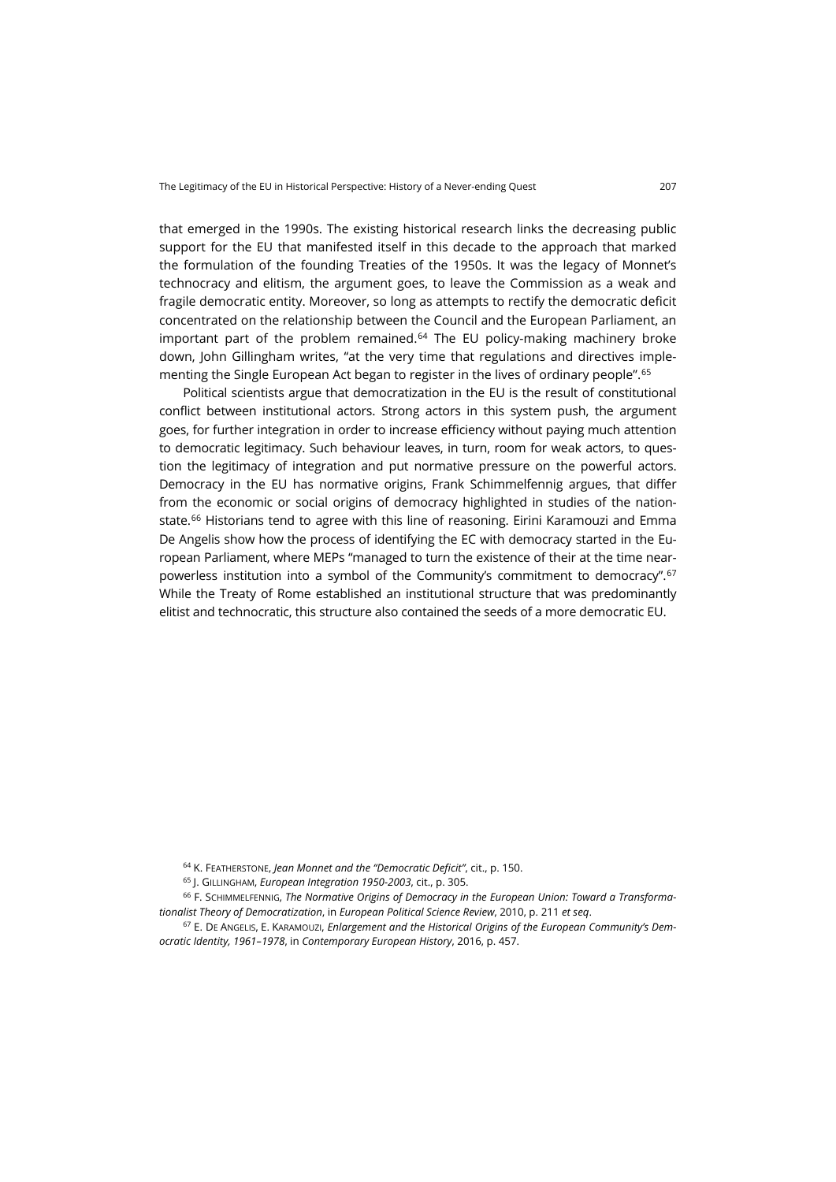that emerged in the 1990s. The existing historical research links the decreasing public support for the EU that manifested itself in this decade to the approach that marked the formulation of the founding Treaties of the 1950s. It was the legacy of Monnet's technocracy and elitism, the argument goes, to leave the Commission as a weak and fragile democratic entity. Moreover, so long as attempts to rectify the democratic deficit concentrated on the relationship between the Council and the European Parliament, an important part of the problem remained.[64] The EU policy-making machinery broke down, John Gillingham writes, "at the very time that regulations and directives implementing the Single European Act began to register in the lives of ordinary people".[65]

Political scientists argue that democratization in the EU is the result of constitutional conflict between institutional actors. Strong actors in this system push, the argument goes, for further integration in order to increase efficiency without paying much attention to democratic legitimacy. Such behaviour leaves, in turn, room for weak actors, to question the legitimacy of integration and put normative pressure on the powerful actors. Democracy in the EU has normative origins, Frank Schimmelfennig argues, that differ from the economic or social origins of democracy highlighted in studies of the nation-state.[66] Historians tend to agree with this line of reasoning. Eirini Karamouzi and Emma De Angelis show how the process of identifying the EC with democracy started in the European Parliament, where MEPs "managed to turn the existence of their at the time near-powerless institution into a symbol of the Community's commitment to democracy".[67] While the Treaty of Rome established an institutional structure that was predominantly elitist and technocratic, this structure also contained the seeds of a more democratic EU.

[64] K. Featherstone, *Jean Monnet and the "Democratic Deficit"*, cit., p. 150.

[65] J. Gillingham, *European Integration 1950-2003*, cit., p. 305.

[66] F. Schimmelfennig, *The Normative Origins of Democracy in the European Union: Toward a Transformationalist Theory of Democratization*, in *European Political Science Review*, 2010, p. 211 *et seq*.

[67] E. De Angelis, E. Karamouzi, *Enlargement and the Historical Origins of the European Community's Democratic Identity, 1961–1978*, in *Contemporary European History*, 2016, p. 457.